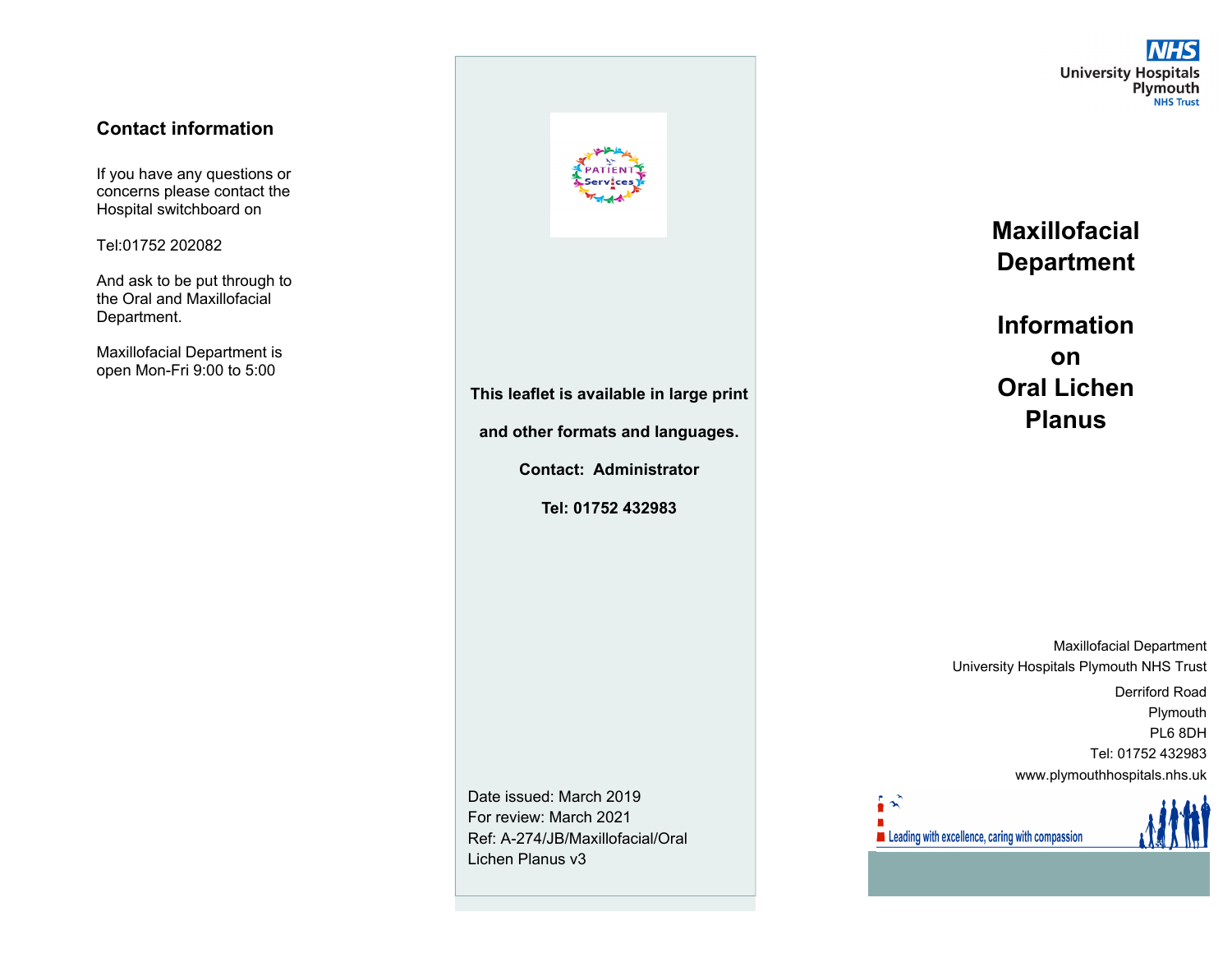## Contact information

If you have any questions or concerns please contact the Hospital switchboard on

Tel:01752 202082

And ask to be put through to the Oral and Maxillofacial Department.

Maxillofacial Department is open Mon-Fri 9:00 to 5:00

**This leaflet is available in large print**

**and other formats and languages.**

**Contact: Administrator**

**Tel: 01752 432983**

Date issued: March 2019
For review: March 2021
Ref: A-274/JB/Maxillofacial/Oral Lichen Planus v3

NHS
University Hospitals Plymouth
NHS Trust

# Maxillofacial Department

# Information on Oral Lichen Planus

Maxillofacial Department
University Hospitals Plymouth NHS Trust
Derriford Road
Plymouth
PL6 8DH
Tel: 01752 432983
www.plymouthhospitals.nhs.uk

Leading with excellence, caring with compassion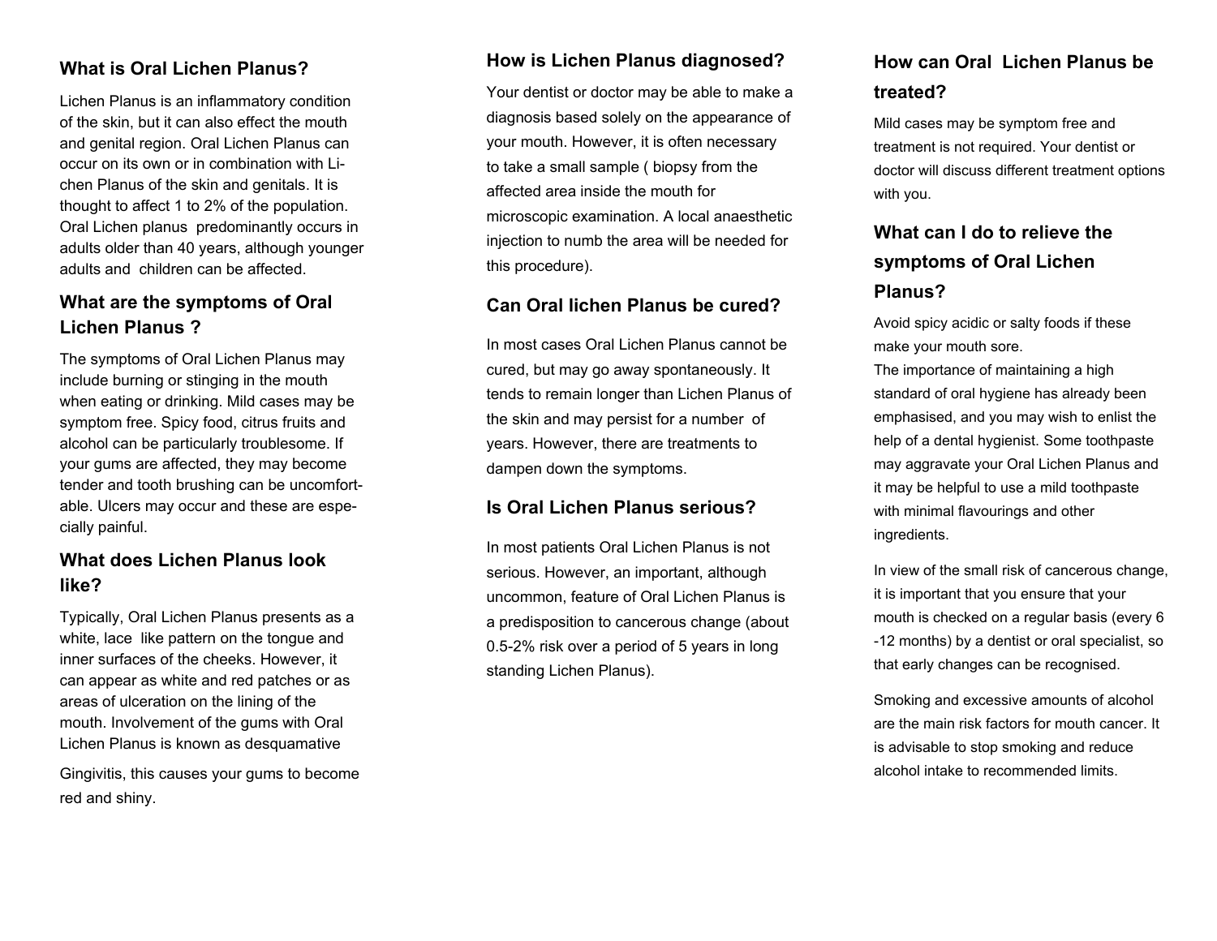## What is Oral Lichen Planus?

Lichen Planus is an inflammatory condition of the skin, but it can also effect the mouth and genital region. Oral Lichen Planus can occur on its own or in combination with Lichen Planus of the skin and genitals. It is thought to affect 1 to 2% of the population. Oral Lichen planus predominantly occurs in adults older than 40 years, although younger adults and children can be affected.

## What are the symptoms of Oral Lichen Planus ?

The symptoms of Oral Lichen Planus may include burning or stinging in the mouth when eating or drinking. Mild cases may be symptom free. Spicy food, citrus fruits and alcohol can be particularly troublesome. If your gums are affected, they may become tender and tooth brushing can be uncomfortable. Ulcers may occur and these are especially painful.

## What does Lichen Planus look like?

Typically, Oral Lichen Planus presents as a white, lace like pattern on the tongue and inner surfaces of the cheeks. However, it can appear as white and red patches or as areas of ulceration on the lining of the mouth. Involvement of the gums with Oral Lichen Planus is known as desquamative Gingivitis, this causes your gums to become red and shiny.

## How is Lichen Planus diagnosed?

Your dentist or doctor may be able to make a diagnosis based solely on the appearance of your mouth. However, it is often necessary to take a small sample ( biopsy from the affected area inside the mouth for microscopic examination. A local anaesthetic injection to numb the area will be needed for this procedure).

## Can Oral lichen Planus be cured?

In most cases Oral Lichen Planus cannot be cured, but may go away spontaneously. It tends to remain longer than Lichen Planus of the skin and may persist for a number of years. However, there are treatments to dampen down the symptoms.

## Is Oral Lichen Planus serious?

In most patients Oral Lichen Planus is not serious. However, an important, although uncommon, feature of Oral Lichen Planus is a predisposition to cancerous change (about 0.5-2% risk over a period of 5 years in long standing Lichen Planus).

## How can Oral Lichen Planus be treated?

Mild cases may be symptom free and treatment is not required. Your dentist or doctor will discuss different treatment options with you.

## What can I do to relieve the symptoms of Oral Lichen Planus?

Avoid spicy acidic or salty foods if these make your mouth sore.
The importance of maintaining a high standard of oral hygiene has already been emphasised, and you may wish to enlist the help of a dental hygienist. Some toothpaste may aggravate your Oral Lichen Planus and it may be helpful to use a mild toothpaste with minimal flavourings and other ingredients.

In view of the small risk of cancerous change, it is important that you ensure that your mouth is checked on a regular basis (every 6 -12 months) by a dentist or oral specialist, so that early changes can be recognised.

Smoking and excessive amounts of alcohol are the main risk factors for mouth cancer. It is advisable to stop smoking and reduce alcohol intake to recommended limits.